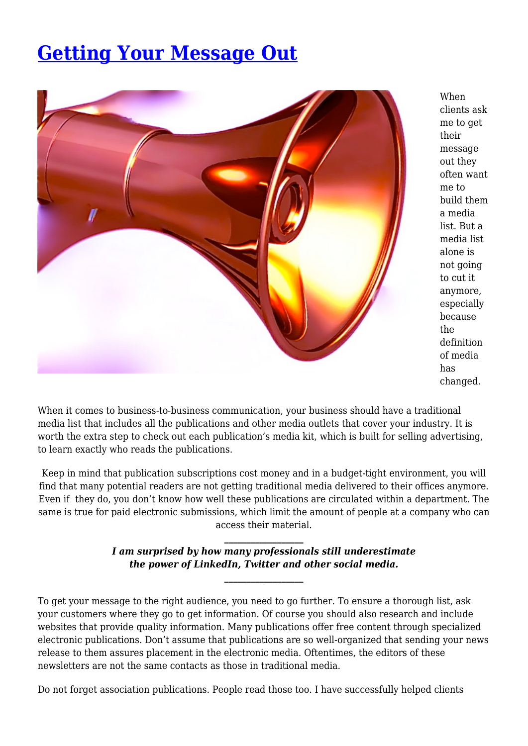# Getting Your Message Out

When clients ask me to get their message out they often want me to build them a media list. But a media list alone is not going to cut it anymore, especially because the definition of media has changed.

When it comes to business-to-business communication, your business should have a traditional media list that includes all the publications and other media outlets that cover your industry. It is worth the extra step to check out each publication's media kit, which is built for selling advertising, to learn exactly who reads the publications.

Keep in mind that publication subscriptions cost money and in a budget-tight environment, you will find that many potential readers are not getting traditional media delivered to their offices anymore. Even if they do, you don't know how well these publications are circulated within a department. The same is true for paid electronic submissions, which limit the amount of people at a company who can access their material.

---

***I am surprised by how many professionals still underestimate the power of LinkedIn, Twitter and other social media.***

---

To get your message to the right audience, you need to go further. To ensure a thorough list, ask your customers where they go to get information. Of course you should also research and include websites that provide quality information. Many publications offer free content through specialized electronic publications. Don't assume that publications are so well-organized that sending your news release to them assures placement in the electronic media. Oftentimes, the editors of these newsletters are not the same contacts as those in traditional media.

Do not forget association publications. People read those too. I have successfully helped clients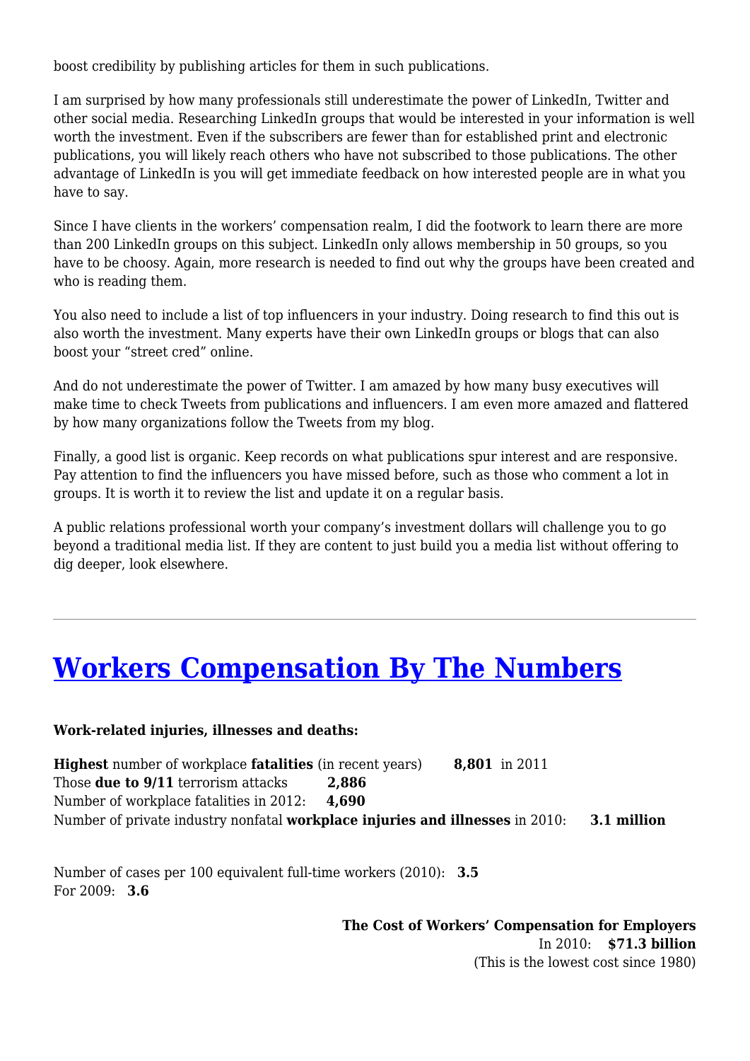boost credibility by publishing articles for them in such publications.

I am surprised by how many professionals still underestimate the power of LinkedIn, Twitter and other social media. Researching LinkedIn groups that would be interested in your information is well worth the investment. Even if the subscribers are fewer than for established print and electronic publications, you will likely reach others who have not subscribed to those publications. The other advantage of LinkedIn is you will get immediate feedback on how interested people are in what you have to say.

Since I have clients in the workers' compensation realm, I did the footwork to learn there are more than 200 LinkedIn groups on this subject. LinkedIn only allows membership in 50 groups, so you have to be choosy. Again, more research is needed to find out why the groups have been created and who is reading them.

You also need to include a list of top influencers in your industry. Doing research to find this out is also worth the investment. Many experts have their own LinkedIn groups or blogs that can also boost your "street cred" online.

And do not underestimate the power of Twitter. I am amazed by how many busy executives will make time to check Tweets from publications and influencers. I am even more amazed and flattered by how many organizations follow the Tweets from my blog.

Finally, a good list is organic. Keep records on what publications spur interest and are responsive. Pay attention to find the influencers you have missed before, such as those who comment a lot in groups. It is worth it to review the list and update it on a regular basis.

A public relations professional worth your company's investment dollars will challenge you to go beyond a traditional media list. If they are content to just build you a media list without offering to dig deeper, look elsewhere.

---

# Workers Compensation By The Numbers

**Work-related injuries, illnesses and deaths:**

**Highest** number of workplace **fatalities** (in recent years) **8,801** in 2011
Those **due to 9/11** terrorism attacks **2,886**
Number of workplace fatalities in 2012: **4,690**
Number of private industry nonfatal **workplace injuries and illnesses** in 2010: **3.1 million**

Number of cases per 100 equivalent full-time workers (2010): **3.5**
For 2009: **3.6**

**The Cost of Workers' Compensation for Employers**
In 2010: **$71.3 billion**
(This is the lowest cost since 1980)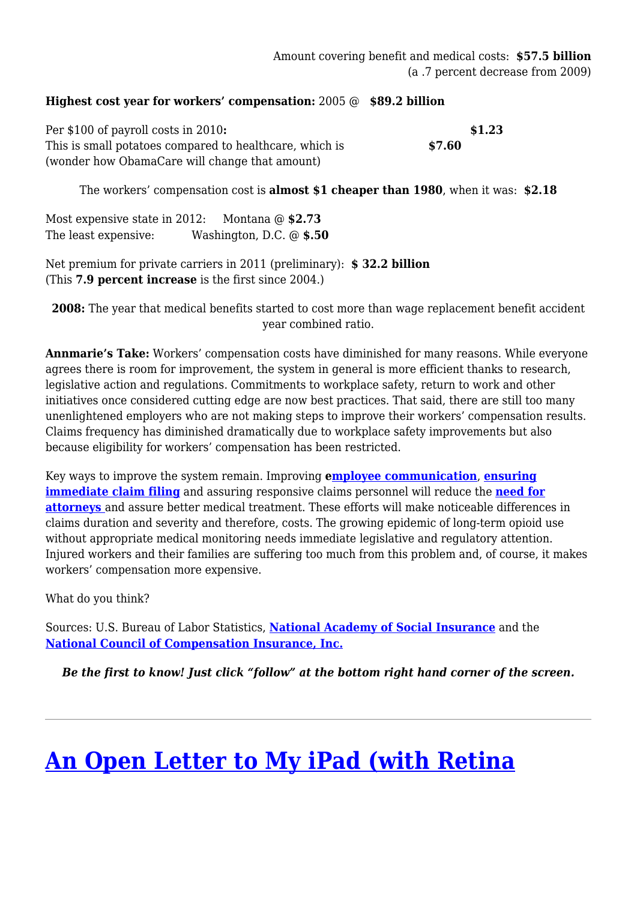Amount covering benefit and medical costs: **$57.5 billion**
(a .7 percent decrease from 2009)

**Highest cost year for workers' compensation:** 2005 @ **$89.2 billion**

Per $100 of payroll costs in 2010**:** **$1.23**
This is small potatoes compared to healthcare, which is **$7.60**
(wonder how ObamaCare will change that amount)

The workers' compensation cost is **almost $1 cheaper than 1980**, when it was: **$2.18**

Most expensive state in 2012: Montana @ **$2.73**
The least expensive: Washington, D.C. @ **$.50**

Net premium for private carriers in 2011 (preliminary): **$ 32.2 billion**
(This **7.9 percent increase** is the first since 2004.)

**2008:** The year that medical benefits started to cost more than wage replacement benefit accident year combined ratio.

**Annmarie's Take:** Workers' compensation costs have diminished for many reasons. While everyone agrees there is room for improvement, the system in general is more efficient thanks to research, legislative action and regulations. Commitments to workplace safety, return to work and other initiatives once considered cutting edge are now best practices. That said, there are still too many unenlightened employers who are not making steps to improve their workers' compensation results. Claims frequency has diminished dramatically due to workplace safety improvements but also because eligibility for workers' compensation has been restricted.

Key ways to improve the system remain. Improving **employee communication**, **ensuring immediate claim filing** and assuring responsive claims personnel will reduce the **need for attorneys** and assure better medical treatment. These efforts will make noticeable differences in claims duration and severity and therefore, costs. The growing epidemic of long-term opioid use without appropriate medical monitoring needs immediate legislative and regulatory attention. Injured workers and their families are suffering too much from this problem and, of course, it makes workers' compensation more expensive.

What do you think?

Sources: U.S. Bureau of Labor Statistics, **National Academy of Social Insurance** and the **National Council of Compensation Insurance, Inc.**

***Be the first to know! Just click "follow" at the bottom right hand corner of the screen.***

---

# An Open Letter to My iPad (with Retina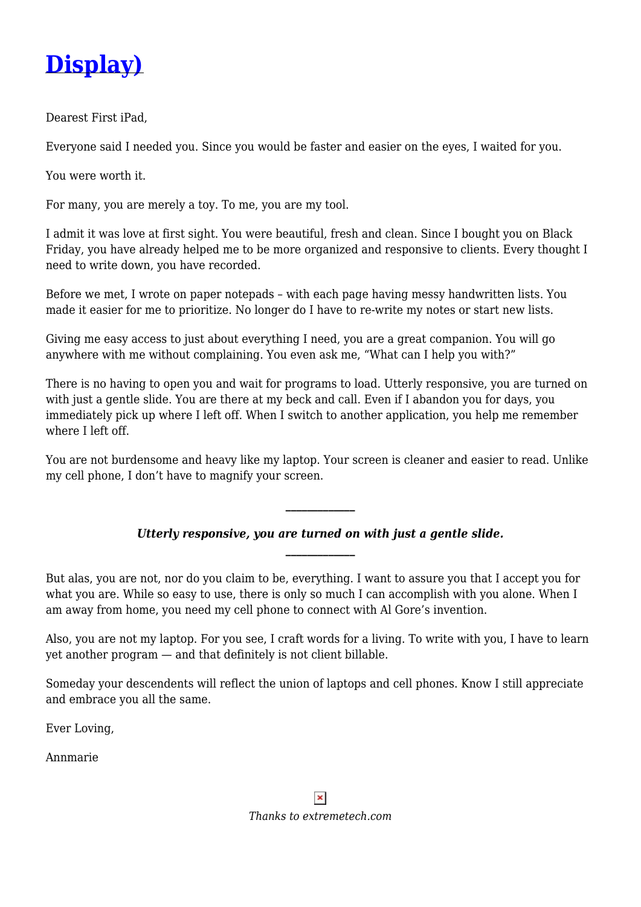# [Display)]()

Dearest First iPad,

Everyone said I needed you. Since you would be faster and easier on the eyes, I waited for you.

You were worth it.

For many, you are merely a toy. To me, you are my tool.

I admit it was love at first sight. You were beautiful, fresh and clean. Since I bought you on Black Friday, you have already helped me to be more organized and responsive to clients. Every thought I need to write down, you have recorded.

Before we met, I wrote on paper notepads – with each page having messy handwritten lists. You made it easier for me to prioritize. No longer do I have to re-write my notes or start new lists.

Giving me easy access to just about everything I need, you are a great companion. You will go anywhere with me without complaining. You even ask me, "What can I help you with?"

There is no having to open you and wait for programs to load. Utterly responsive, you are turned on with just a gentle slide. You are there at my beck and call. Even if I abandon you for days, you immediately pick up where I left off. When I switch to another application, you help me remember where I left off.

You are not burdensome and heavy like my laptop. Your screen is cleaner and easier to read. Unlike my cell phone, I don't have to magnify your screen.

**_____________**

***Utterly responsive, you are turned on with just a gentle slide.***

**_____________**

But alas, you are not, nor do you claim to be, everything. I want to assure you that I accept you for what you are. While so easy to use, there is only so much I can accomplish with you alone. When I am away from home, you need my cell phone to connect with Al Gore's invention.

Also, you are not my laptop. For you see, I craft words for a living. To write with you, I have to learn yet another program — and that definitely is not client billable.

Someday your descendents will reflect the union of laptops and cell phones. Know I still appreciate and embrace you all the same.

Ever Loving,

Annmarie

*Thanks to extremetech.com*